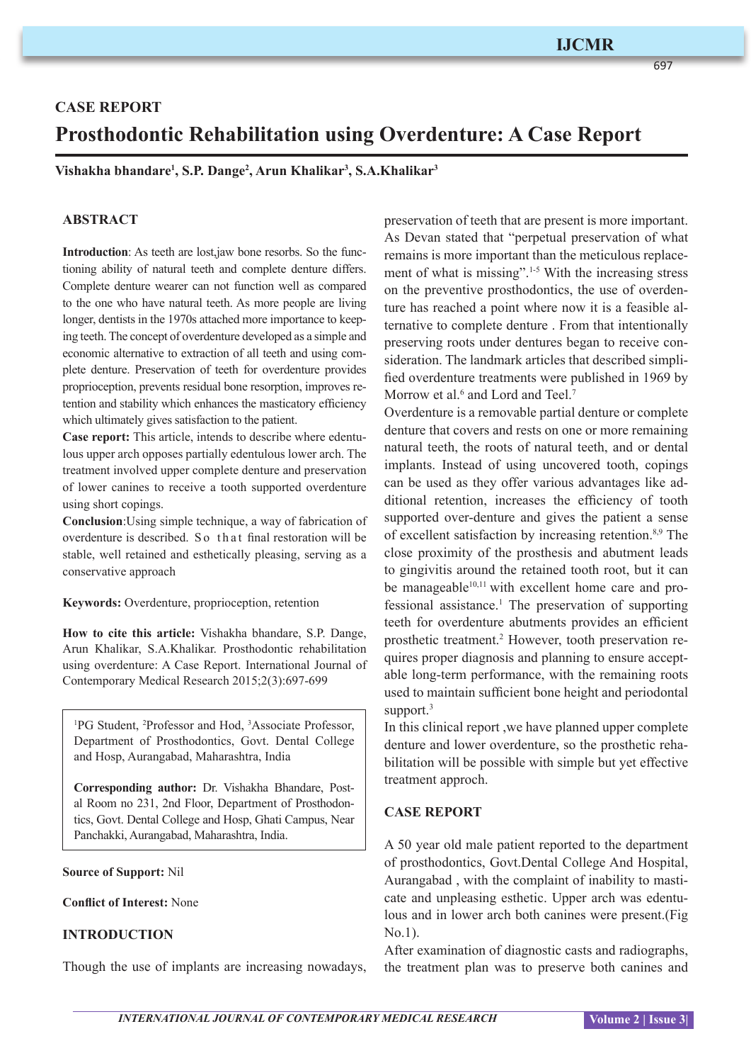CASE REPORT

# Prosthodontic Rehabilitation using Overdenture: A Case Report

**Vishakha bhandare[1], S.P. Dange[2], Arun Khalikar[3], S.A.Khalikar[3]**

## ABSTRACT

**Introduction**: As teeth are lost,jaw bone resorbs. So the functioning ability of natural teeth and complete denture differs. Complete denture wearer can not function well as compared to the one who have natural teeth. As more people are living longer, dentists in the 1970s attached more importance to keeping teeth. The concept of overdenture developed as a simple and economic alternative to extraction of all teeth and using complete denture. Preservation of teeth for overdenture provides proprioception, prevents residual bone resorption, improves retention and stability which enhances the masticatory efficiency which ultimately gives satisfaction to the patient.

**Case report:** This article, intends to describe where edentulous upper arch opposes partially edentulous lower arch. The treatment involved upper complete denture and preservation of lower canines to receive a tooth supported overdenture using short copings.

**Conclusion**:Using simple technique, a way of fabrication of overdenture is described. So that final restoration will be stable, well retained and esthetically pleasing, serving as a conservative approach

**Keywords:** Overdenture, proprioception, retention

**How to cite this article:** Vishakha bhandare, S.P. Dange, Arun Khalikar, S.A.Khalikar. Prosthodontic rehabilitation using overdenture: A Case Report. International Journal of Contemporary Medical Research 2015;2(3):697-699

[1]PG Student, [2]Professor and Hod, [3]Associate Professor, Department of Prosthodontics, Govt. Dental College and Hosp, Aurangabad, Maharashtra, India

**Corresponding author:** Dr. Vishakha Bhandare, Postal Room no 231, 2nd Floor, Department of Prosthodontics, Govt. Dental College and Hosp, Ghati Campus, Near Panchakki, Aurangabad, Maharashtra, India.

**Source of Support:** Nil

**Conflict of Interest:** None

## INTRODUCTION

Though the use of implants are increasing nowadays, preservation of teeth that are present is more important. As Devan stated that "perpetual preservation of what remains is more important than the meticulous replacement of what is missing".[1-5] With the increasing stress on the preventive prosthodontics, the use of overdenture has reached a point where now it is a feasible alternative to complete denture . From that intentionally preserving roots under dentures began to receive consideration. The landmark articles that described simplified overdenture treatments were published in 1969 by Morrow et al.[6] and Lord and Teel.[7]

Overdenture is a removable partial denture or complete denture that covers and rests on one or more remaining natural teeth, the roots of natural teeth, and or dental implants. Instead of using uncovered tooth, copings can be used as they offer various advantages like additional retention, increases the efficiency of tooth supported over-denture and gives the patient a sense of excellent satisfaction by increasing retention.[8,9] The close proximity of the prosthesis and abutment leads to gingivitis around the retained tooth root, but it can be manageable[10,11] with excellent home care and professional assistance.[1] The preservation of supporting teeth for overdenture abutments provides an efficient prosthetic treatment.[2] However, tooth preservation requires proper diagnosis and planning to ensure acceptable long-term performance, with the remaining roots used to maintain sufficient bone height and periodontal support.[3]

In this clinical report ,we have planned upper complete denture and lower overdenture, so the prosthetic rehabilitation will be possible with simple but yet effective treatment approch.

## CASE REPORT

A 50 year old male patient reported to the department of prosthodontics, Govt.Dental College And Hospital, Aurangabad , with the complaint of inability to masticate and unpleasing esthetic. Upper arch was edentulous and in lower arch both canines were present.(Fig No.1).

After examination of diagnostic casts and radiographs, the treatment plan was to preserve both canines and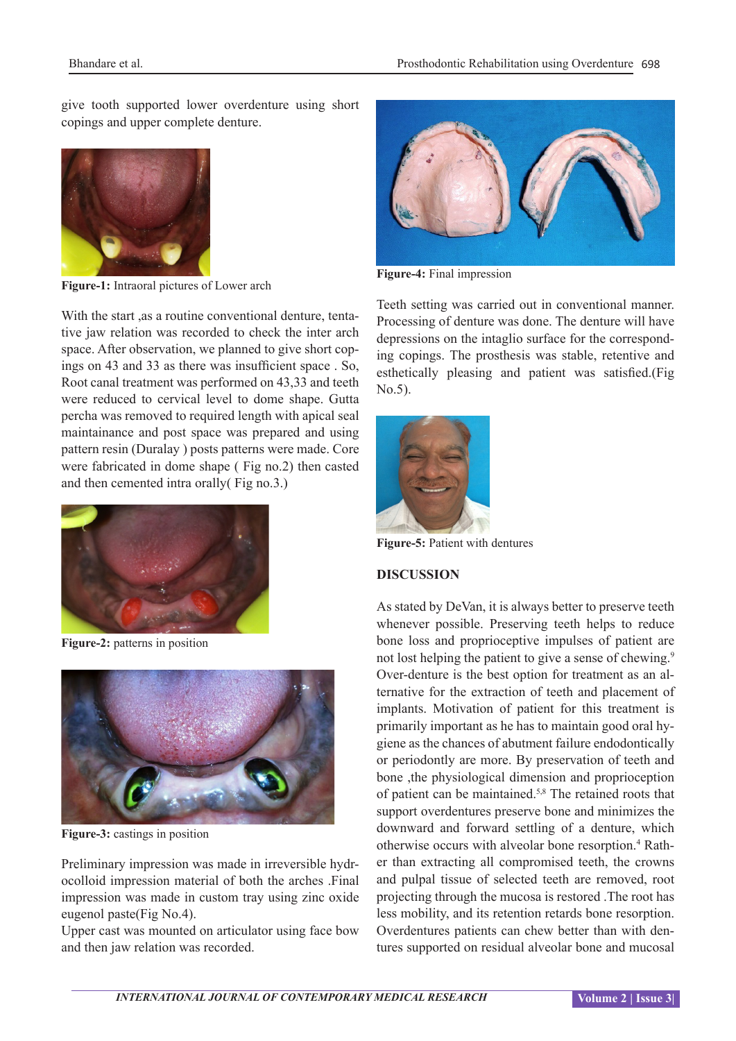give tooth supported lower overdenture using short copings and upper complete denture.

Figure-1: Intraoral pictures of Lower arch

With the start ,as a routine conventional denture, tentative jaw relation was recorded to check the inter arch space. After observation, we planned to give short copings on 43 and 33 as there was insufficient space . So, Root canal treatment was performed on 43,33 and teeth were reduced to cervical level to dome shape. Gutta percha was removed to required length with apical seal maintainance and post space was prepared and using pattern resin (Duralay ) posts patterns were made. Core were fabricated in dome shape ( Fig no.2) then casted and then cemented intra orally( Fig no.3.)

Figure-2: patterns in position

Figure-3: castings in position

Preliminary impression was made in irreversible hydrocolloid impression material of both the arches .Final impression was made in custom tray using zinc oxide eugenol paste(Fig No.4).
Upper cast was mounted on articulator using face bow and then jaw relation was recorded.

Figure-4: Final impression

Teeth setting was carried out in conventional manner. Processing of denture was done. The denture will have depressions on the intaglio surface for the corresponding copings. The prosthesis was stable, retentive and esthetically pleasing and patient was satisfied.(Fig No.5).

Figure-5: Patient with dentures

## DISCUSSION

As stated by DeVan, it is always better to preserve teeth whenever possible. Preserving teeth helps to reduce bone loss and proprioceptive impulses of patient are not lost helping the patient to give a sense of chewing.[9] Over-denture is the best option for treatment as an alternative for the extraction of teeth and placement of implants. Motivation of patient for this treatment is primarily important as he has to maintain good oral hygiene as the chances of abutment failure endodontically or periodontly are more. By preservation of teeth and bone ,the physiological dimension and proprioception of patient can be maintained.[5,8] The retained roots that support overdentures preserve bone and minimizes the downward and forward settling of a denture, which otherwise occurs with alveolar bone resorption.[4] Rather than extracting all compromised teeth, the crowns and pulpal tissue of selected teeth are removed, root projecting through the mucosa is restored .The root has less mobility, and its retention retards bone resorption. Overdentures patients can chew better than with dentures supported on residual alveolar bone and mucosal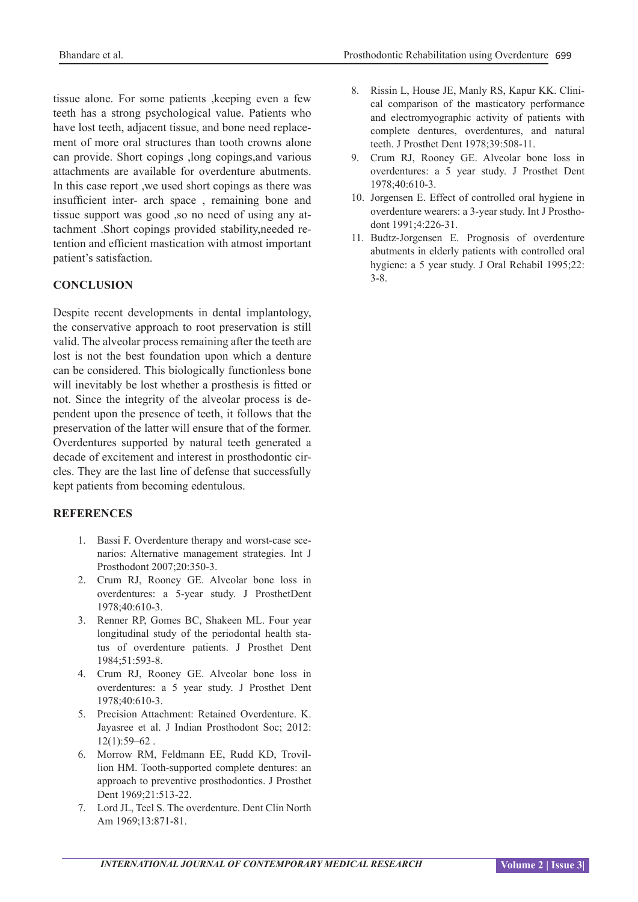tissue alone. For some patients ,keeping even a few teeth has a strong psychological value. Patients who have lost teeth, adjacent tissue, and bone need replacement of more oral structures than tooth crowns alone can provide. Short copings ,long copings,and various attachments are available for overdenture abutments. In this case report ,we used short copings as there was insufficient inter- arch space , remaining bone and tissue support was good ,so no need of using any attachment .Short copings provided stability,needed retention and efficient mastication with atmost important patient's satisfaction.

## CONCLUSION

Despite recent developments in dental implantology, the conservative approach to root preservation is still valid. The alveolar process remaining after the teeth are lost is not the best foundation upon which a denture can be considered. This biologically functionless bone will inevitably be lost whether a prosthesis is fitted or not. Since the integrity of the alveolar process is dependent upon the presence of teeth, it follows that the preservation of the latter will ensure that of the former. Overdentures supported by natural teeth generated a decade of excitement and interest in prosthodontic circles. They are the last line of defense that successfully kept patients from becoming edentulous.

## REFERENCES

1. Bassi F. Overdenture therapy and worst-case scenarios: Alternative management strategies. Int J Prosthodont 2007;20:350-3.
2. Crum RJ, Rooney GE. Alveolar bone loss in overdentures: a 5-year study. J ProsthetDent 1978;40:610-3.
3. Renner RP, Gomes BC, Shakeen ML. Four year longitudinal study of the periodontal health status of overdenture patients. J Prosthet Dent 1984;51:593-8.
4. Crum RJ, Rooney GE. Alveolar bone loss in overdentures: a 5 year study. J Prosthet Dent 1978;40:610-3.
5. Precision Attachment: Retained Overdenture. K. Jayasree et al. J Indian Prosthodont Soc; 2012: 12(1):59–62 .
6. Morrow RM, Feldmann EE, Rudd KD, Trovillion HM. Tooth-supported complete dentures: an approach to preventive prosthodontics. J Prosthet Dent 1969;21:513-22.
7. Lord JL, Teel S. The overdenture. Dent Clin North Am 1969;13:871-81.
8. Rissin L, House JE, Manly RS, Kapur KK. Clinical comparison of the masticatory performance and electromyographic activity of patients with complete dentures, overdentures, and natural teeth. J Prosthet Dent 1978;39:508-11.
9. Crum RJ, Rooney GE. Alveolar bone loss in overdentures: a 5 year study. J Prosthet Dent 1978;40:610-3.
10. Jorgensen E. Effect of controlled oral hygiene in overdenture wearers: a 3-year study. Int J Prosthodont 1991;4:226-31.
11. Budtz-Jorgensen E. Prognosis of overdenture abutments in elderly patients with controlled oral hygiene: a 5 year study. J Oral Rehabil 1995;22: 3-8.